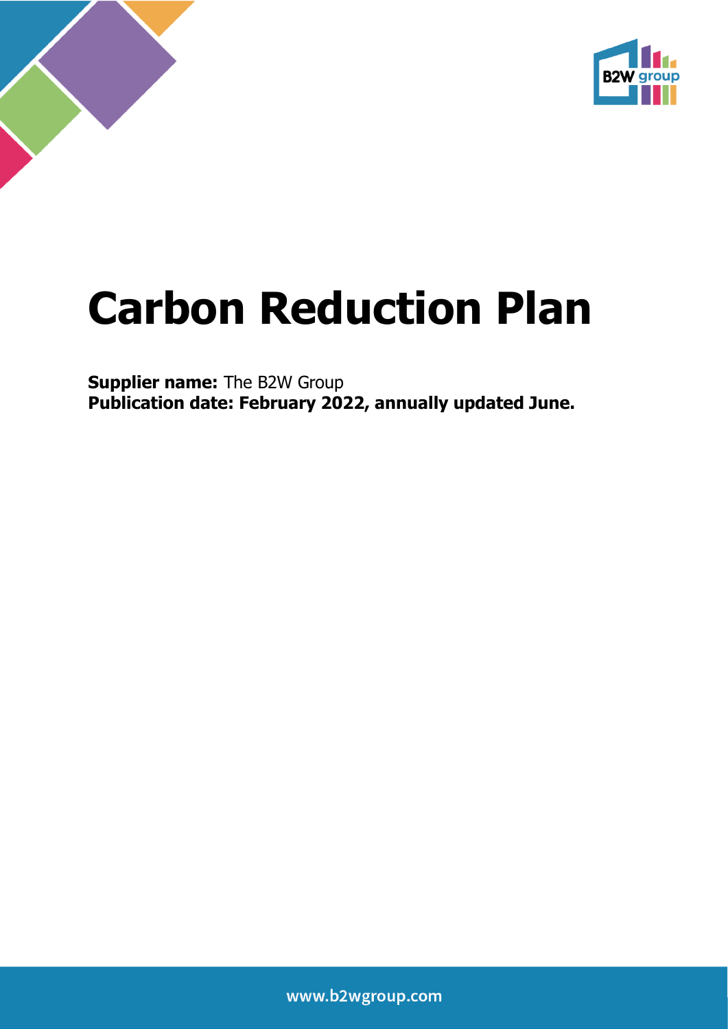# Carbon Reduction Plan

**Supplier name:** The B2W Group
**Publication date: February 2022, annually updated June.**

www.b2wgroup.com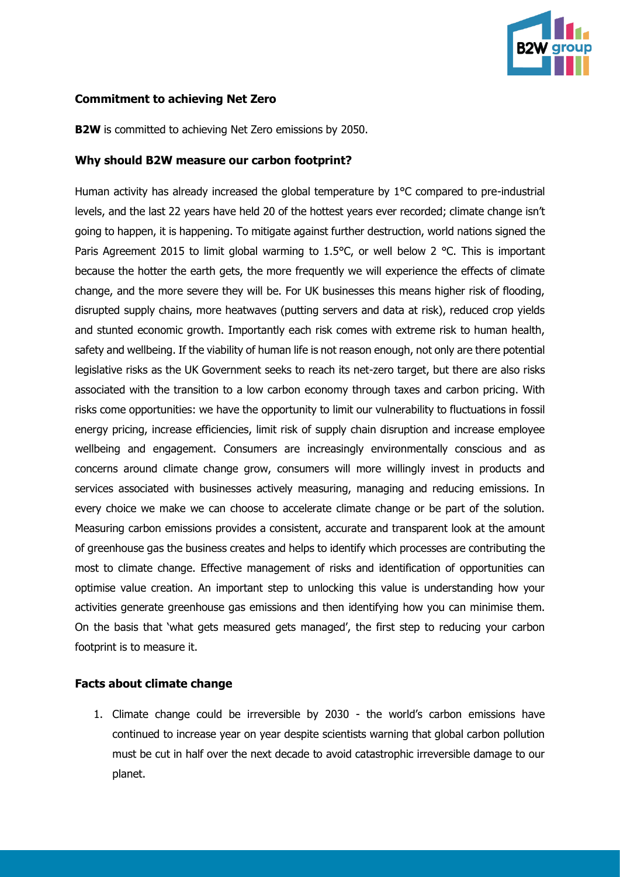**Commitment to achieving Net Zero**

**B2W** is committed to achieving Net Zero emissions by 2050.

**Why should B2W measure our carbon footprint?**

Human activity has already increased the global temperature by 1°C compared to pre-industrial levels, and the last 22 years have held 20 of the hottest years ever recorded; climate change isn't going to happen, it is happening. To mitigate against further destruction, world nations signed the Paris Agreement 2015 to limit global warming to 1.5°C, or well below 2 °C. This is important because the hotter the earth gets, the more frequently we will experience the effects of climate change, and the more severe they will be. For UK businesses this means higher risk of flooding, disrupted supply chains, more heatwaves (putting servers and data at risk), reduced crop yields and stunted economic growth. Importantly each risk comes with extreme risk to human health, safety and wellbeing. If the viability of human life is not reason enough, not only are there potential legislative risks as the UK Government seeks to reach its net-zero target, but there are also risks associated with the transition to a low carbon economy through taxes and carbon pricing. With risks come opportunities: we have the opportunity to limit our vulnerability to fluctuations in fossil energy pricing, increase efficiencies, limit risk of supply chain disruption and increase employee wellbeing and engagement. Consumers are increasingly environmentally conscious and as concerns around climate change grow, consumers will more willingly invest in products and services associated with businesses actively measuring, managing and reducing emissions. In every choice we make we can choose to accelerate climate change or be part of the solution. Measuring carbon emissions provides a consistent, accurate and transparent look at the amount of greenhouse gas the business creates and helps to identify which processes are contributing the most to climate change. Effective management of risks and identification of opportunities can optimise value creation. An important step to unlocking this value is understanding how your activities generate greenhouse gas emissions and then identifying how you can minimise them. On the basis that 'what gets measured gets managed', the first step to reducing your carbon footprint is to measure it.

**Facts about climate change**

1. Climate change could be irreversible by 2030 - the world's carbon emissions have continued to increase year on year despite scientists warning that global carbon pollution must be cut in half over the next decade to avoid catastrophic irreversible damage to our planet.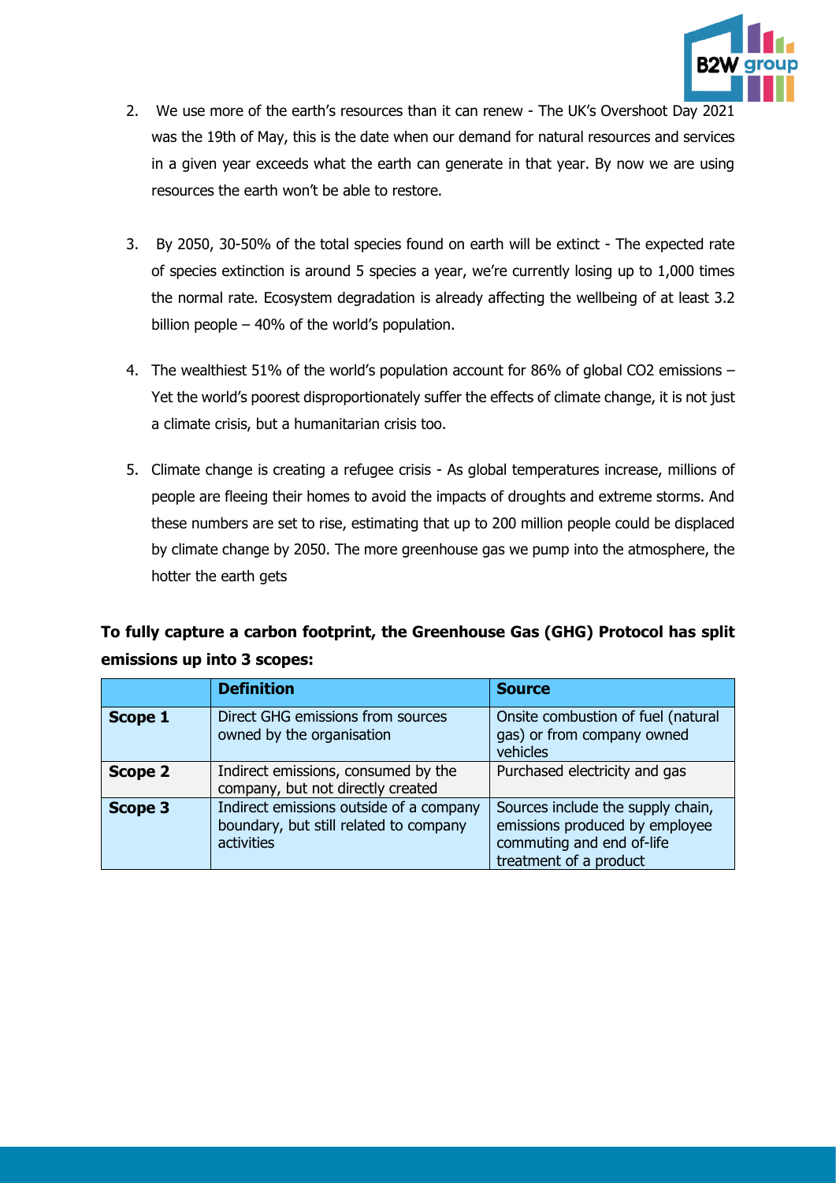2. We use more of the earth's resources than it can renew - The UK's Overshoot Day 2021 was the 19th of May, this is the date when our demand for natural resources and services in a given year exceeds what the earth can generate in that year. By now we are using resources the earth won't be able to restore.

3. By 2050, 30-50% of the total species found on earth will be extinct - The expected rate of species extinction is around 5 species a year, we're currently losing up to 1,000 times the normal rate. Ecosystem degradation is already affecting the wellbeing of at least 3.2 billion people – 40% of the world's population.

4. The wealthiest 51% of the world's population account for 86% of global $CO_2$ emissions – Yet the world's poorest disproportionately suffer the effects of climate change, it is not just a climate crisis, but a humanitarian crisis too.

5. Climate change is creating a refugee crisis - As global temperatures increase, millions of people are fleeing their homes to avoid the impacts of droughts and extreme storms. And these numbers are set to rise, estimating that up to 200 million people could be displaced by climate change by 2050. The more greenhouse gas we pump into the atmosphere, the hotter the earth gets

**To fully capture a carbon footprint, the Greenhouse Gas (GHG) Protocol has split emissions up into 3 scopes:**

| | **Definition** | **Source** |
|---|---|---|
| **Scope 1** | Direct GHG emissions from sources owned by the organisation | Onsite combustion of fuel (natural gas) or from company owned vehicles |
| **Scope 2** | Indirect emissions, consumed by the company, but not directly created | Purchased electricity and gas |
| **Scope 3** | Indirect emissions outside of a company boundary, but still related to company activities | Sources include the supply chain, emissions produced by employee commuting and end of-life treatment of a product |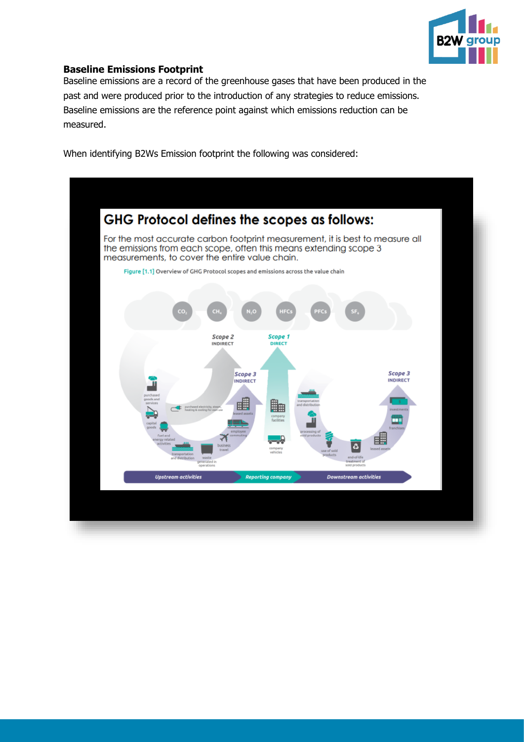### Baseline Emissions Footprint

Baseline emissions are a record of the greenhouse gases that have been produced in the past and were produced prior to the introduction of any strategies to reduce emissions. Baseline emissions are the reference point against which emissions reduction can be measured.

When identifying B2Ws Emission footprint the following was considered:

## GHG Protocol defines the scopes as follows:

For the most accurate carbon footprint measurement, it is best to measure all the emissions from each scope, often this means extending scope 3 measurements, to cover the entire value chain.

Figure [1.1] Overview of GHG Protocol scopes and emissions across the value chain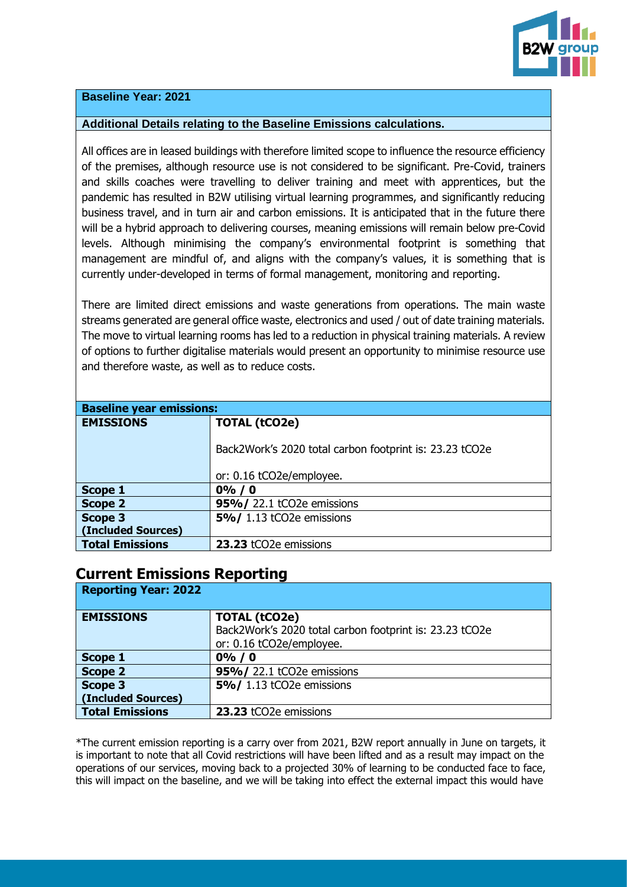| Baseline Year: 2021 |
| --- |
| **Additional Details relating to the Baseline Emissions calculations.** |
| All offices are in leased buildings with therefore limited scope to influence the resource efficiency of the premises, although resource use is not considered to be significant. Pre-Covid, trainers and skills coaches were travelling to deliver training and meet with apprentices, but the pandemic has resulted in B2W utilising virtual learning programmes, and significantly reducing business travel, and in turn air and carbon emissions. It is anticipated that in the future there will be a hybrid approach to delivering courses, meaning emissions will remain below pre-Covid levels. Although minimising the company's environmental footprint is something that management are mindful of, and aligns with the company's values, it is something that is currently under-developed in terms of formal management, monitoring and reporting.<br><br>There are limited direct emissions and waste generations from operations. The main waste streams generated are general office waste, electronics and used / out of date training materials. The move to virtual learning rooms has led to a reduction in physical training materials. A review of options to further digitalise materials would present an opportunity to minimise resource use and therefore waste, as well as to reduce costs. |

| Baseline year emissions: | |
| --- | --- |
| **EMISSIONS** | **TOTAL ($tCO_2e$)**<br><br>Back2Work's 2020 total carbon footprint is: 23.23 $tCO_2e$<br><br>or: 0.16 $tCO_2e$/employee. |
| **Scope 1** | **0% / 0** |
| **Scope 2** | **95%/** 22.1 $tCO_2e$ emissions |
| **Scope 3 (Included Sources)** | **5%/** 1.13 $tCO_2e$ emissions |
| **Total Emissions** | **23.23** $tCO_2e$ emissions |

## Current Emissions Reporting

| Reporting Year: 2022 | |
| --- | --- |
| **EMISSIONS** | **TOTAL ($tCO_2e$)**<br>Back2Work's 2020 total carbon footprint is: 23.23 $tCO_2e$<br>or: 0.16 $tCO_2e$/employee. |
| **Scope 1** | **0% / 0** |
| **Scope 2** | **95%/** 22.1 $tCO_2e$ emissions |
| **Scope 3 (Included Sources)** | **5%/** 1.13 $tCO_2e$ emissions |
| **Total Emissions** | **23.23** $tCO_2e$ emissions |

*The current emission reporting is a carry over from 2021, B2W report annually in June on targets, it is important to note that all Covid restrictions will have been lifted and as a result may impact on the operations of our services, moving back to a projected 30% of learning to be conducted face to face, this will impact on the baseline, and we will be taking into effect the external impact this would have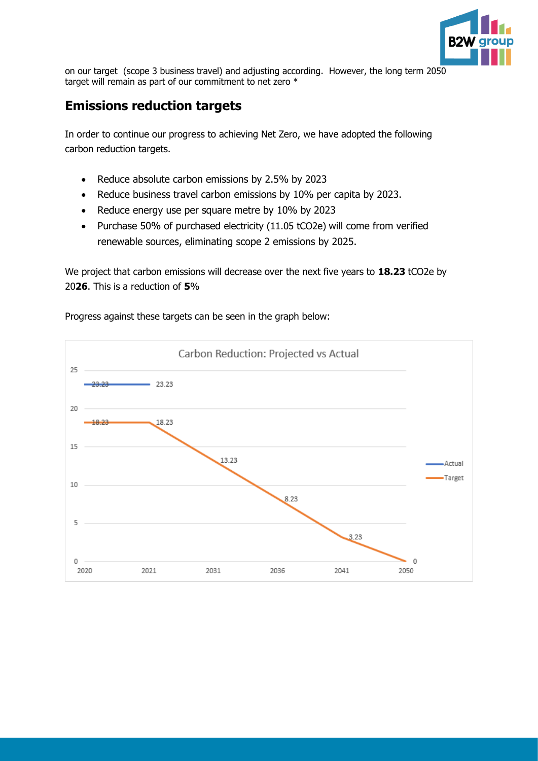on our target (scope 3 business travel) and adjusting according. However, the long term 2050 target will remain as part of our commitment to net zero *

## Emissions reduction targets

In order to continue our progress to achieving Net Zero, we have adopted the following carbon reduction targets.

- Reduce absolute carbon emissions by 2.5% by 2023
- Reduce business travel carbon emissions by 10% per capita by 2023.
- Reduce energy use per square metre by 10% by 2023
- Purchase 50% of purchased electricity (11.05 $tCO_2e$) will come from verified renewable sources, eliminating scope 2 emissions by 2025.

We project that carbon emissions will decrease over the next five years to **18.23** $tCO_2e$ by 20**26**. This is a reduction of **5**%

Progress against these targets can be seen in the graph below:

**Carbon Reduction: Projected vs Actual**

| Year | Actual | Target |
|---|---|---|
| 2020 | 23.23 | 18.23 |
| 2021 | 23.23 | 18.23 |
| 2031 | | 13.23 |
| 2036 | | 8.23 |
| 2041 | | 3.23 |
| 2050 | | 0 |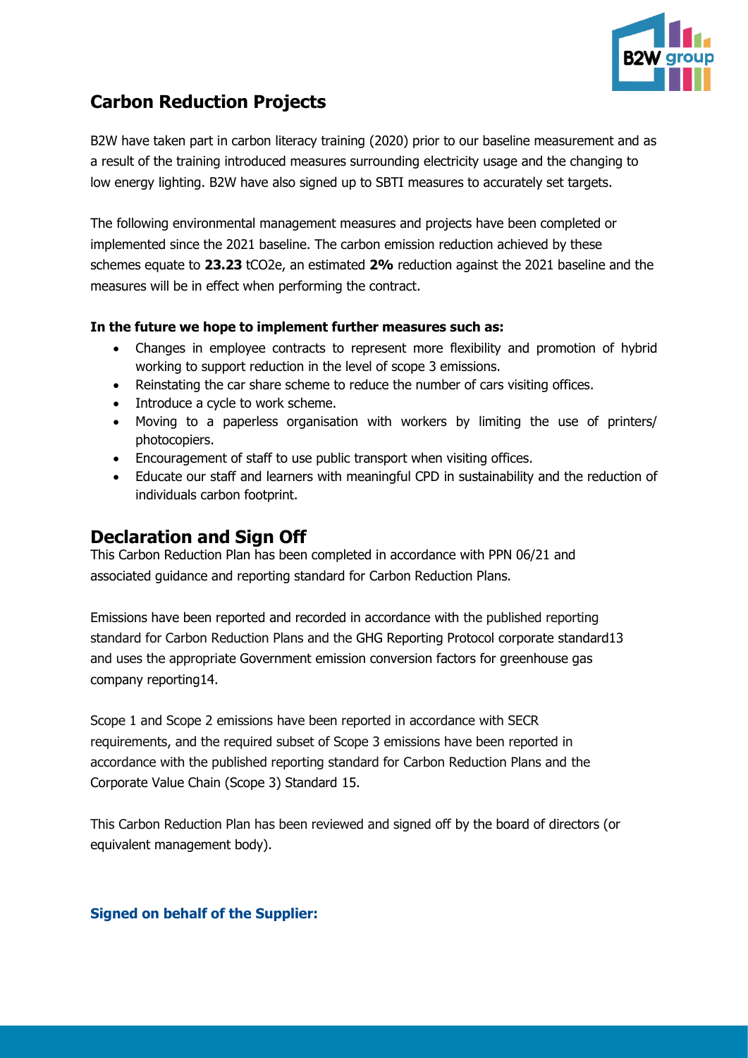## Carbon Reduction Projects

B2W have taken part in carbon literacy training (2020) prior to our baseline measurement and as a result of the training introduced measures surrounding electricity usage and the changing to low energy lighting. B2W have also signed up to SBTI measures to accurately set targets.

The following environmental management measures and projects have been completed or implemented since the 2021 baseline. The carbon emission reduction achieved by these schemes equate to **23.23** tCO2e, an estimated **2%** reduction against the 2021 baseline and the measures will be in effect when performing the contract.

**In the future we hope to implement further measures such as:**

- Changes in employee contracts to represent more flexibility and promotion of hybrid working to support reduction in the level of scope 3 emissions.
- Reinstating the car share scheme to reduce the number of cars visiting offices.
- Introduce a cycle to work scheme.
- Moving to a paperless organisation with workers by limiting the use of printers/ photocopiers.
- Encouragement of staff to use public transport when visiting offices.
- Educate our staff and learners with meaningful CPD in sustainability and the reduction of individuals carbon footprint.

## Declaration and Sign Off

This Carbon Reduction Plan has been completed in accordance with PPN 06/21 and associated guidance and reporting standard for Carbon Reduction Plans.

Emissions have been reported and recorded in accordance with the published reporting standard for Carbon Reduction Plans and the GHG Reporting Protocol corporate standard[13] and uses the appropriate Government emission conversion factors for greenhouse gas company reporting[14].

Scope 1 and Scope 2 emissions have been reported in accordance with SECR requirements, and the required subset of Scope 3 emissions have been reported in accordance with the published reporting standard for Carbon Reduction Plans and the Corporate Value Chain (Scope 3) Standard [15].

This Carbon Reduction Plan has been reviewed and signed off by the board of directors (or equivalent management body).

**Signed on behalf of the Supplier:**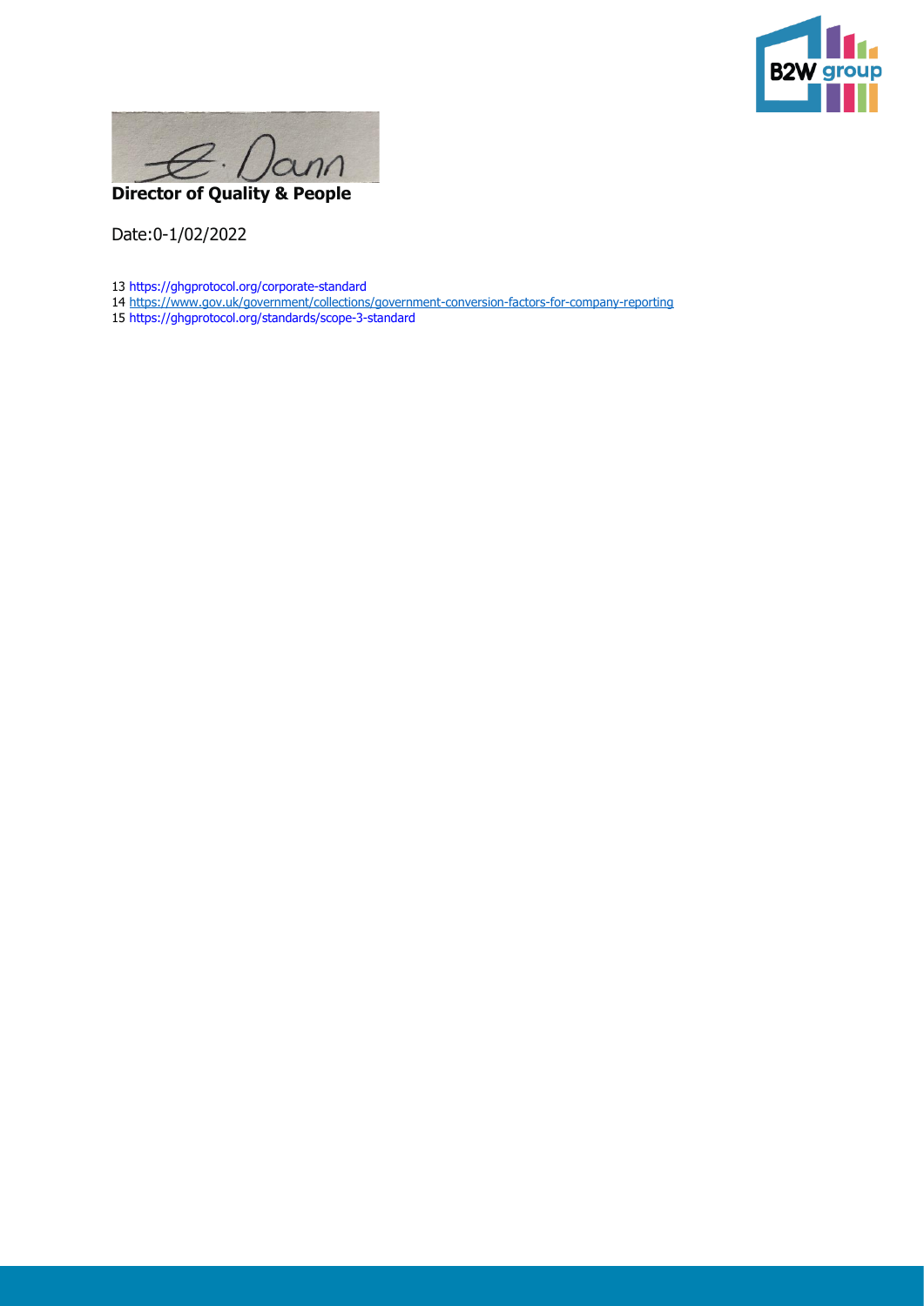**Director of Quality & People**

Date:0-1/02/2022

13 https://ghgprotocol.org/corporate-standard

14 https://www.gov.uk/government/collections/government-conversion-factors-for-company-reporting

15 https://ghgprotocol.org/standards/scope-3-standard